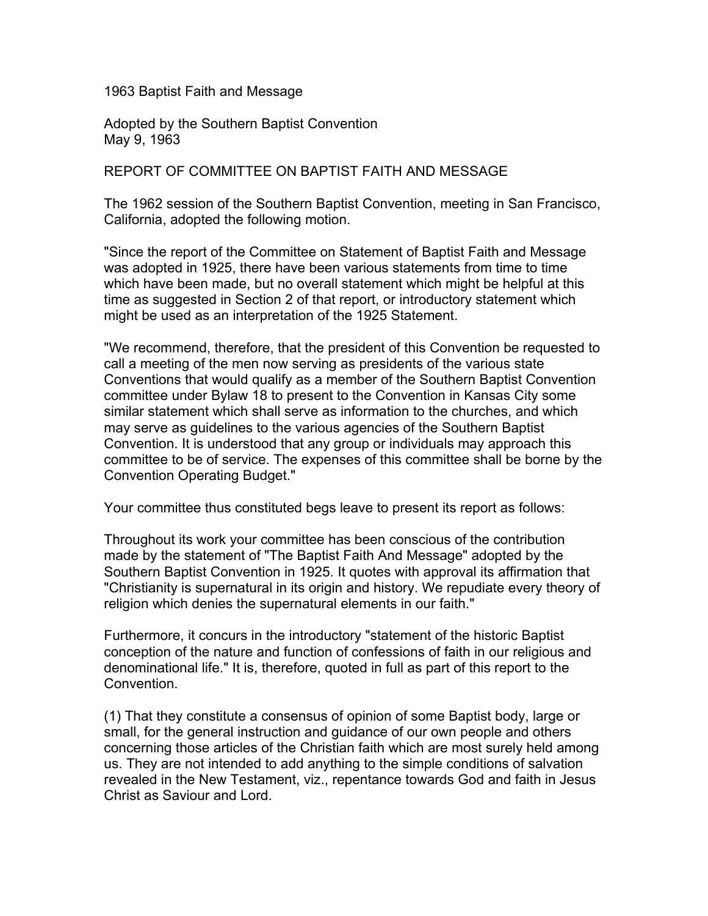# 1963 Baptist Faith and Message

Adopted by the Southern Baptist Convention
May 9, 1963

## REPORT OF COMMITTEE ON BAPTIST FAITH AND MESSAGE

The 1962 session of the Southern Baptist Convention, meeting in San Francisco, California, adopted the following motion.

"Since the report of the Committee on Statement of Baptist Faith and Message was adopted in 1925, there have been various statements from time to time which have been made, but no overall statement which might be helpful at this time as suggested in Section 2 of that report, or introductory statement which might be used as an interpretation of the 1925 Statement.

"We recommend, therefore, that the president of this Convention be requested to call a meeting of the men now serving as presidents of the various state Conventions that would qualify as a member of the Southern Baptist Convention committee under Bylaw 18 to present to the Convention in Kansas City some similar statement which shall serve as information to the churches, and which may serve as guidelines to the various agencies of the Southern Baptist Convention. It is understood that any group or individuals may approach this committee to be of service. The expenses of this committee shall be borne by the Convention Operating Budget."

Your committee thus constituted begs leave to present its report as follows:

Throughout its work your committee has been conscious of the contribution made by the statement of "The Baptist Faith And Message" adopted by the Southern Baptist Convention in 1925. It quotes with approval its affirmation that "Christianity is supernatural in its origin and history. We repudiate every theory of religion which denies the supernatural elements in our faith."

Furthermore, it concurs in the introductory "statement of the historic Baptist conception of the nature and function of confessions of faith in our religious and denominational life." It is, therefore, quoted in full as part of this report to the Convention.

(1) That they constitute a consensus of opinion of some Baptist body, large or small, for the general instruction and guidance of our own people and others concerning those articles of the Christian faith which are most surely held among us. They are not intended to add anything to the simple conditions of salvation revealed in the New Testament, viz., repentance towards God and faith in Jesus Christ as Saviour and Lord.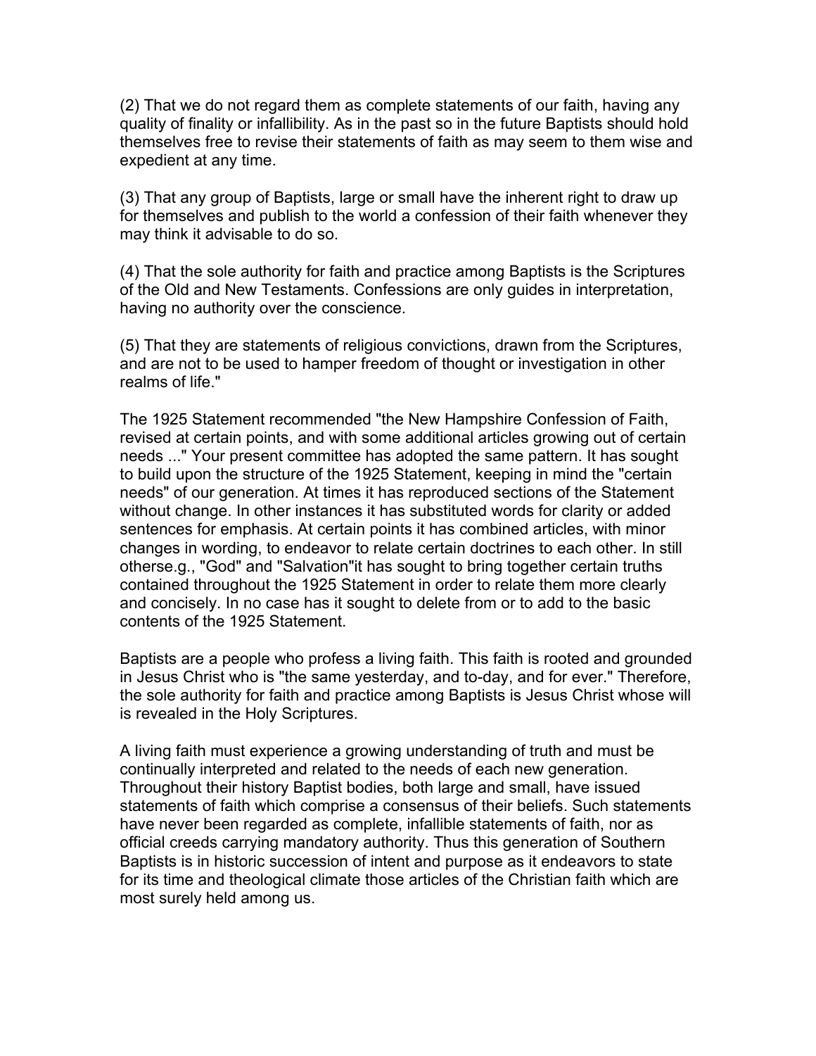(2) That we do not regard them as complete statements of our faith, having any quality of finality or infallibility. As in the past so in the future Baptists should hold themselves free to revise their statements of faith as may seem to them wise and expedient at any time.

(3) That any group of Baptists, large or small have the inherent right to draw up for themselves and publish to the world a confession of their faith whenever they may think it advisable to do so.

(4) That the sole authority for faith and practice among Baptists is the Scriptures of the Old and New Testaments. Confessions are only guides in interpretation, having no authority over the conscience.

(5) That they are statements of religious convictions, drawn from the Scriptures, and are not to be used to hamper freedom of thought or investigation in other realms of life."

The 1925 Statement recommended "the New Hampshire Confession of Faith, revised at certain points, and with some additional articles growing out of certain needs ..." Your present committee has adopted the same pattern. It has sought to build upon the structure of the 1925 Statement, keeping in mind the "certain needs" of our generation. At times it has reproduced sections of the Statement without change. In other instances it has substituted words for clarity or added sentences for emphasis. At certain points it has combined articles, with minor changes in wording, to endeavor to relate certain doctrines to each other. In still otherse.g., "God" and "Salvation"it has sought to bring together certain truths contained throughout the 1925 Statement in order to relate them more clearly and concisely. In no case has it sought to delete from or to add to the basic contents of the 1925 Statement.

Baptists are a people who profess a living faith. This faith is rooted and grounded in Jesus Christ who is "the same yesterday, and to-day, and for ever." Therefore, the sole authority for faith and practice among Baptists is Jesus Christ whose will is revealed in the Holy Scriptures.

A living faith must experience a growing understanding of truth and must be continually interpreted and related to the needs of each new generation. Throughout their history Baptist bodies, both large and small, have issued statements of faith which comprise a consensus of their beliefs. Such statements have never been regarded as complete, infallible statements of faith, nor as official creeds carrying mandatory authority. Thus this generation of Southern Baptists is in historic succession of intent and purpose as it endeavors to state for its time and theological climate those articles of the Christian faith which are most surely held among us.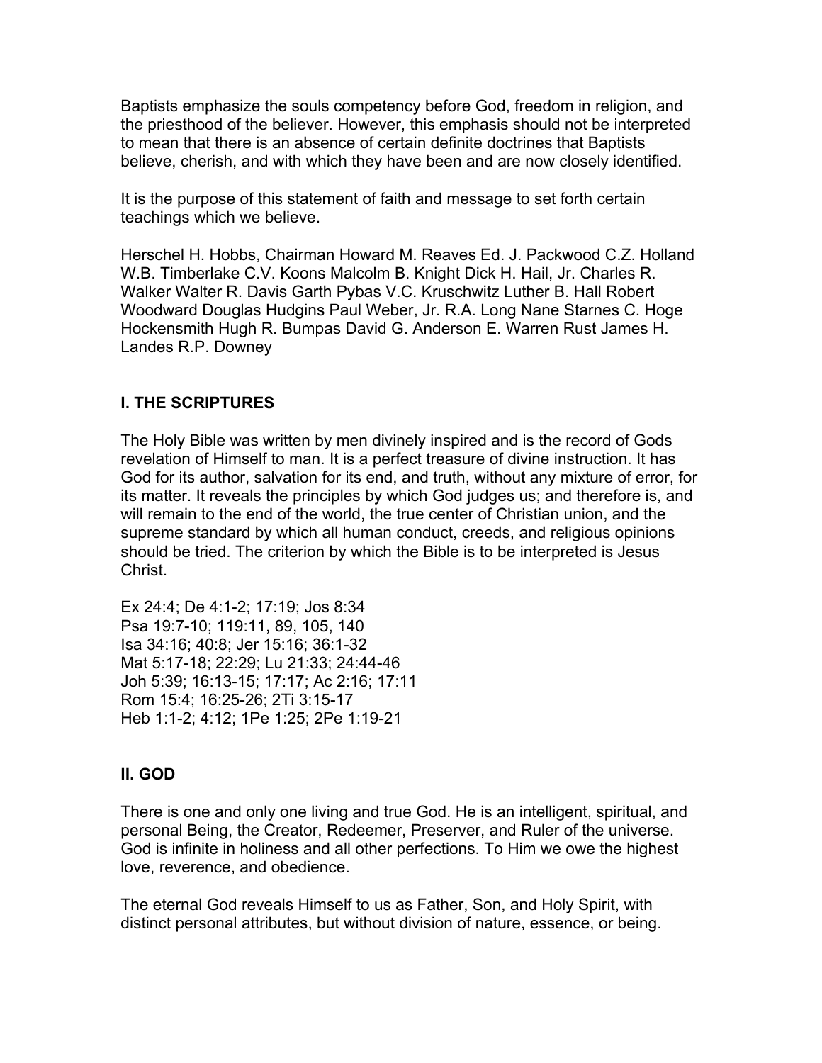Baptists emphasize the souls competency before God, freedom in religion, and the priesthood of the believer. However, this emphasis should not be interpreted to mean that there is an absence of certain definite doctrines that Baptists believe, cherish, and with which they have been and are now closely identified.

It is the purpose of this statement of faith and message to set forth certain teachings which we believe.

Herschel H. Hobbs, Chairman Howard M. Reaves Ed. J. Packwood C.Z. Holland W.B. Timberlake C.V. Koons Malcolm B. Knight Dick H. Hail, Jr. Charles R. Walker Walter R. Davis Garth Pybas V.C. Kruschwitz Luther B. Hall Robert Woodward Douglas Hudgins Paul Weber, Jr. R.A. Long Nane Starnes C. Hoge Hockensmith Hugh R. Bumpas David G. Anderson E. Warren Rust James H. Landes R.P. Downey

## I. THE SCRIPTURES

The Holy Bible was written by men divinely inspired and is the record of Gods revelation of Himself to man. It is a perfect treasure of divine instruction. It has God for its author, salvation for its end, and truth, without any mixture of error, for its matter. It reveals the principles by which God judges us; and therefore is, and will remain to the end of the world, the true center of Christian union, and the supreme standard by which all human conduct, creeds, and religious opinions should be tried. The criterion by which the Bible is to be interpreted is Jesus Christ.

Ex 24:4; De 4:1-2; 17:19; Jos 8:34
Psa 19:7-10; 119:11, 89, 105, 140
Isa 34:16; 40:8; Jer 15:16; 36:1-32
Mat 5:17-18; 22:29; Lu 21:33; 24:44-46
Joh 5:39; 16:13-15; 17:17; Ac 2:16; 17:11
Rom 15:4; 16:25-26; 2Ti 3:15-17
Heb 1:1-2; 4:12; 1Pe 1:25; 2Pe 1:19-21

## II. GOD

There is one and only one living and true God. He is an intelligent, spiritual, and personal Being, the Creator, Redeemer, Preserver, and Ruler of the universe. God is infinite in holiness and all other perfections. To Him we owe the highest love, reverence, and obedience.

The eternal God reveals Himself to us as Father, Son, and Holy Spirit, with distinct personal attributes, but without division of nature, essence, or being.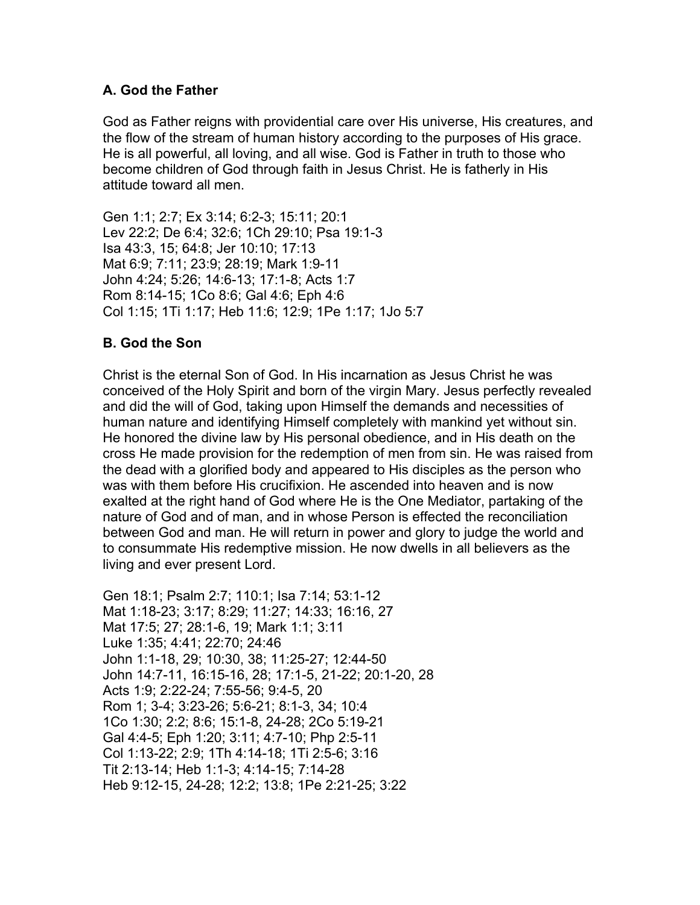### A. God the Father

God as Father reigns with providential care over His universe, His creatures, and the flow of the stream of human history according to the purposes of His grace. He is all powerful, all loving, and all wise. God is Father in truth to those who become children of God through faith in Jesus Christ. He is fatherly in His attitude toward all men.

Gen 1:1; 2:7; Ex 3:14; 6:2-3; 15:11; 20:1
Lev 22:2; De 6:4; 32:6; 1Ch 29:10; Psa 19:1-3
Isa 43:3, 15; 64:8; Jer 10:10; 17:13
Mat 6:9; 7:11; 23:9; 28:19; Mark 1:9-11
John 4:24; 5:26; 14:6-13; 17:1-8; Acts 1:7
Rom 8:14-15; 1Co 8:6; Gal 4:6; Eph 4:6
Col 1:15; 1Ti 1:17; Heb 11:6; 12:9; 1Pe 1:17; 1Jo 5:7

### B. God the Son

Christ is the eternal Son of God. In His incarnation as Jesus Christ he was conceived of the Holy Spirit and born of the virgin Mary. Jesus perfectly revealed and did the will of God, taking upon Himself the demands and necessities of human nature and identifying Himself completely with mankind yet without sin. He honored the divine law by His personal obedience, and in His death on the cross He made provision for the redemption of men from sin. He was raised from the dead with a glorified body and appeared to His disciples as the person who was with them before His crucifixion. He ascended into heaven and is now exalted at the right hand of God where He is the One Mediator, partaking of the nature of God and of man, and in whose Person is effected the reconciliation between God and man. He will return in power and glory to judge the world and to consummate His redemptive mission. He now dwells in all believers as the living and ever present Lord.

Gen 18:1; Psalm 2:7; 110:1; Isa 7:14; 53:1-12
Mat 1:18-23; 3:17; 8:29; 11:27; 14:33; 16:16, 27
Mat 17:5; 27; 28:1-6, 19; Mark 1:1; 3:11
Luke 1:35; 4:41; 22:70; 24:46
John 1:1-18, 29; 10:30, 38; 11:25-27; 12:44-50
John 14:7-11, 16:15-16, 28; 17:1-5, 21-22; 20:1-20, 28
Acts 1:9; 2:22-24; 7:55-56; 9:4-5, 20
Rom 1; 3-4; 3:23-26; 5:6-21; 8:1-3, 34; 10:4
1Co 1:30; 2:2; 8:6; 15:1-8, 24-28; 2Co 5:19-21
Gal 4:4-5; Eph 1:20; 3:11; 4:7-10; Php 2:5-11
Col 1:13-22; 2:9; 1Th 4:14-18; 1Ti 2:5-6; 3:16
Tit 2:13-14; Heb 1:1-3; 4:14-15; 7:14-28
Heb 9:12-15, 24-28; 12:2; 13:8; 1Pe 2:21-25; 3:22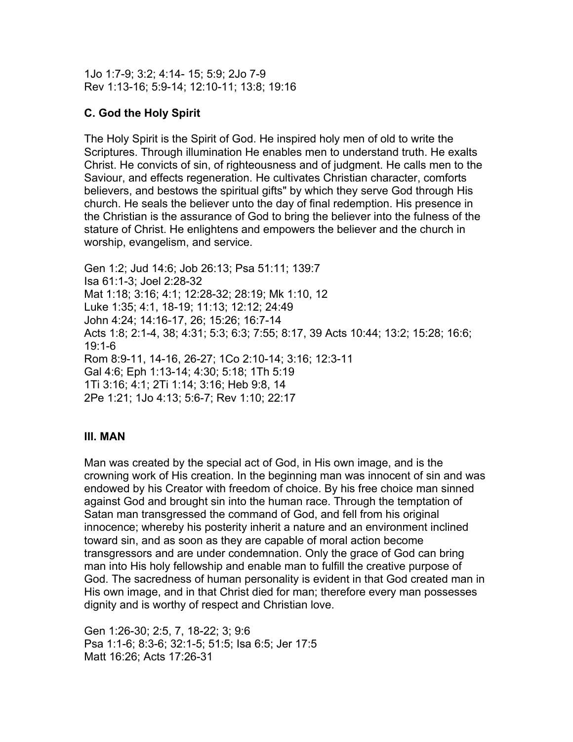1Jo 1:7-9; 3:2; 4:14- 15; 5:9; 2Jo 7-9
Rev 1:13-16; 5:9-14; 12:10-11; 13:8; 19:16

### C. God the Holy Spirit

The Holy Spirit is the Spirit of God. He inspired holy men of old to write the Scriptures. Through illumination He enables men to understand truth. He exalts Christ. He convicts of sin, of righteousness and of judgment. He calls men to the Saviour, and effects regeneration. He cultivates Christian character, comforts believers, and bestows the spiritual gifts" by which they serve God through His church. He seals the believer unto the day of final redemption. His presence in the Christian is the assurance of God to bring the believer into the fulness of the stature of Christ. He enlightens and empowers the believer and the church in worship, evangelism, and service.

Gen 1:2; Jud 14:6; Job 26:13; Psa 51:11; 139:7
Isa 61:1-3; Joel 2:28-32
Mat 1:18; 3:16; 4:1; 12:28-32; 28:19; Mk 1:10, 12
Luke 1:35; 4:1, 18-19; 11:13; 12:12; 24:49
John 4:24; 14:16-17, 26; 15:26; 16:7-14
Acts 1:8; 2:1-4, 38; 4:31; 5:3; 6:3; 7:55; 8:17, 39 Acts 10:44; 13:2; 15:28; 16:6; 19:1-6
Rom 8:9-11, 14-16, 26-27; 1Co 2:10-14; 3:16; 12:3-11
Gal 4:6; Eph 1:13-14; 4:30; 5:18; 1Th 5:19
1Ti 3:16; 4:1; 2Ti 1:14; 3:16; Heb 9:8, 14
2Pe 1:21; 1Jo 4:13; 5:6-7; Rev 1:10; 22:17

## III. MAN

Man was created by the special act of God, in His own image, and is the crowning work of His creation. In the beginning man was innocent of sin and was endowed by his Creator with freedom of choice. By his free choice man sinned against God and brought sin into the human race. Through the temptation of Satan man transgressed the command of God, and fell from his original innocence; whereby his posterity inherit a nature and an environment inclined toward sin, and as soon as they are capable of moral action become transgressors and are under condemnation. Only the grace of God can bring man into His holy fellowship and enable man to fulfill the creative purpose of God. The sacredness of human personality is evident in that God created man in His own image, and in that Christ died for man; therefore every man possesses dignity and is worthy of respect and Christian love.

Gen 1:26-30; 2:5, 7, 18-22; 3; 9:6
Psa 1:1-6; 8:3-6; 32:1-5; 51:5; Isa 6:5; Jer 17:5
Matt 16:26; Acts 17:26-31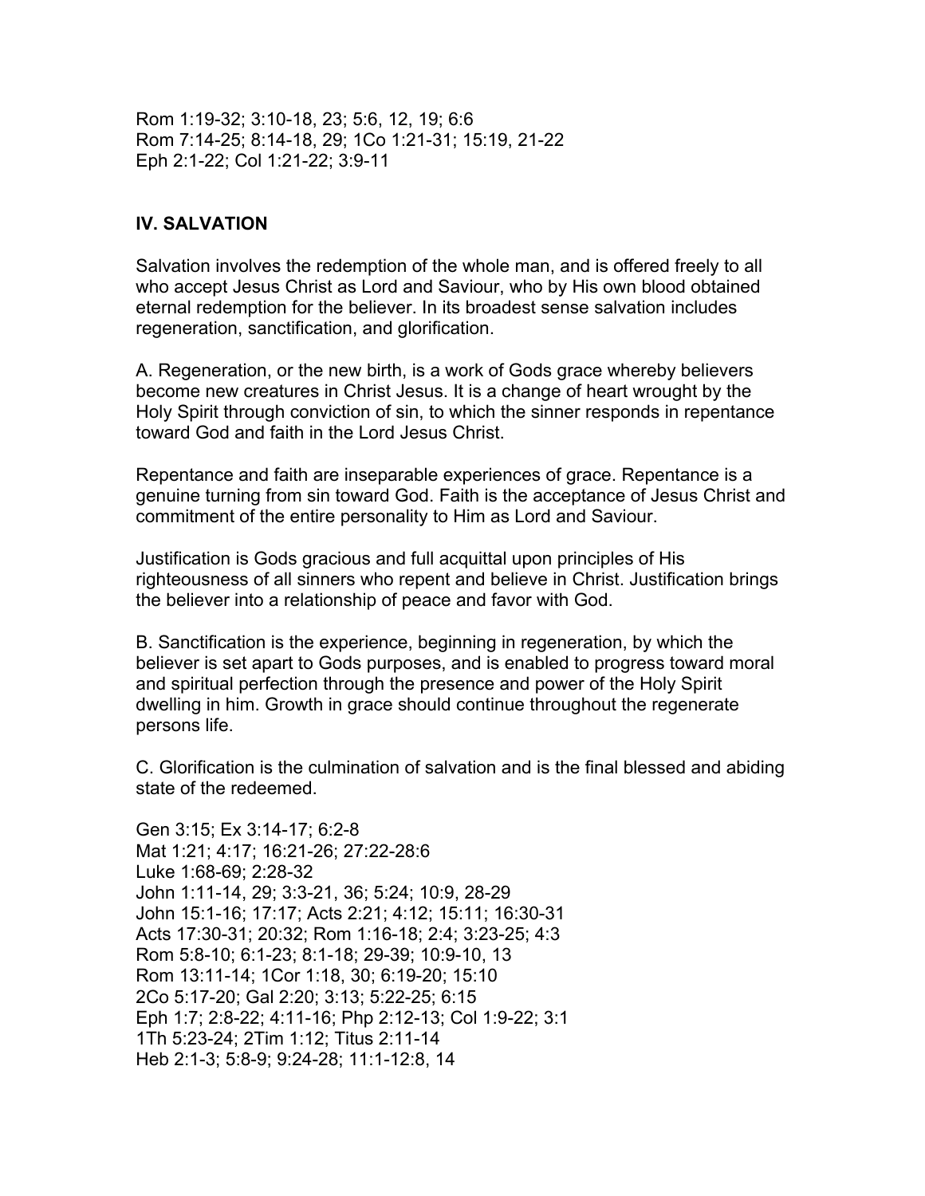Rom 1:19-32; 3:10-18, 23; 5:6, 12, 19; 6:6
Rom 7:14-25; 8:14-18, 29; 1Co 1:21-31; 15:19, 21-22
Eph 2:1-22; Col 1:21-22; 3:9-11

## IV. SALVATION

Salvation involves the redemption of the whole man, and is offered freely to all who accept Jesus Christ as Lord and Saviour, who by His own blood obtained eternal redemption for the believer. In its broadest sense salvation includes regeneration, sanctification, and glorification.

A. Regeneration, or the new birth, is a work of Gods grace whereby believers become new creatures in Christ Jesus. It is a change of heart wrought by the Holy Spirit through conviction of sin, to which the sinner responds in repentance toward God and faith in the Lord Jesus Christ.

Repentance and faith are inseparable experiences of grace. Repentance is a genuine turning from sin toward God. Faith is the acceptance of Jesus Christ and commitment of the entire personality to Him as Lord and Saviour.

Justification is Gods gracious and full acquittal upon principles of His righteousness of all sinners who repent and believe in Christ. Justification brings the believer into a relationship of peace and favor with God.

B. Sanctification is the experience, beginning in regeneration, by which the believer is set apart to Gods purposes, and is enabled to progress toward moral and spiritual perfection through the presence and power of the Holy Spirit dwelling in him. Growth in grace should continue throughout the regenerate persons life.

C. Glorification is the culmination of salvation and is the final blessed and abiding state of the redeemed.

Gen 3:15; Ex 3:14-17; 6:2-8
Mat 1:21; 4:17; 16:21-26; 27:22-28:6
Luke 1:68-69; 2:28-32
John 1:11-14, 29; 3:3-21, 36; 5:24; 10:9, 28-29
John 15:1-16; 17:17; Acts 2:21; 4:12; 15:11; 16:30-31
Acts 17:30-31; 20:32; Rom 1:16-18; 2:4; 3:23-25; 4:3
Rom 5:8-10; 6:1-23; 8:1-18; 29-39; 10:9-10, 13
Rom 13:11-14; 1Cor 1:18, 30; 6:19-20; 15:10
2Co 5:17-20; Gal 2:20; 3:13; 5:22-25; 6:15
Eph 1:7; 2:8-22; 4:11-16; Php 2:12-13; Col 1:9-22; 3:1
1Th 5:23-24; 2Tim 1:12; Titus 2:11-14
Heb 2:1-3; 5:8-9; 9:24-28; 11:1-12:8, 14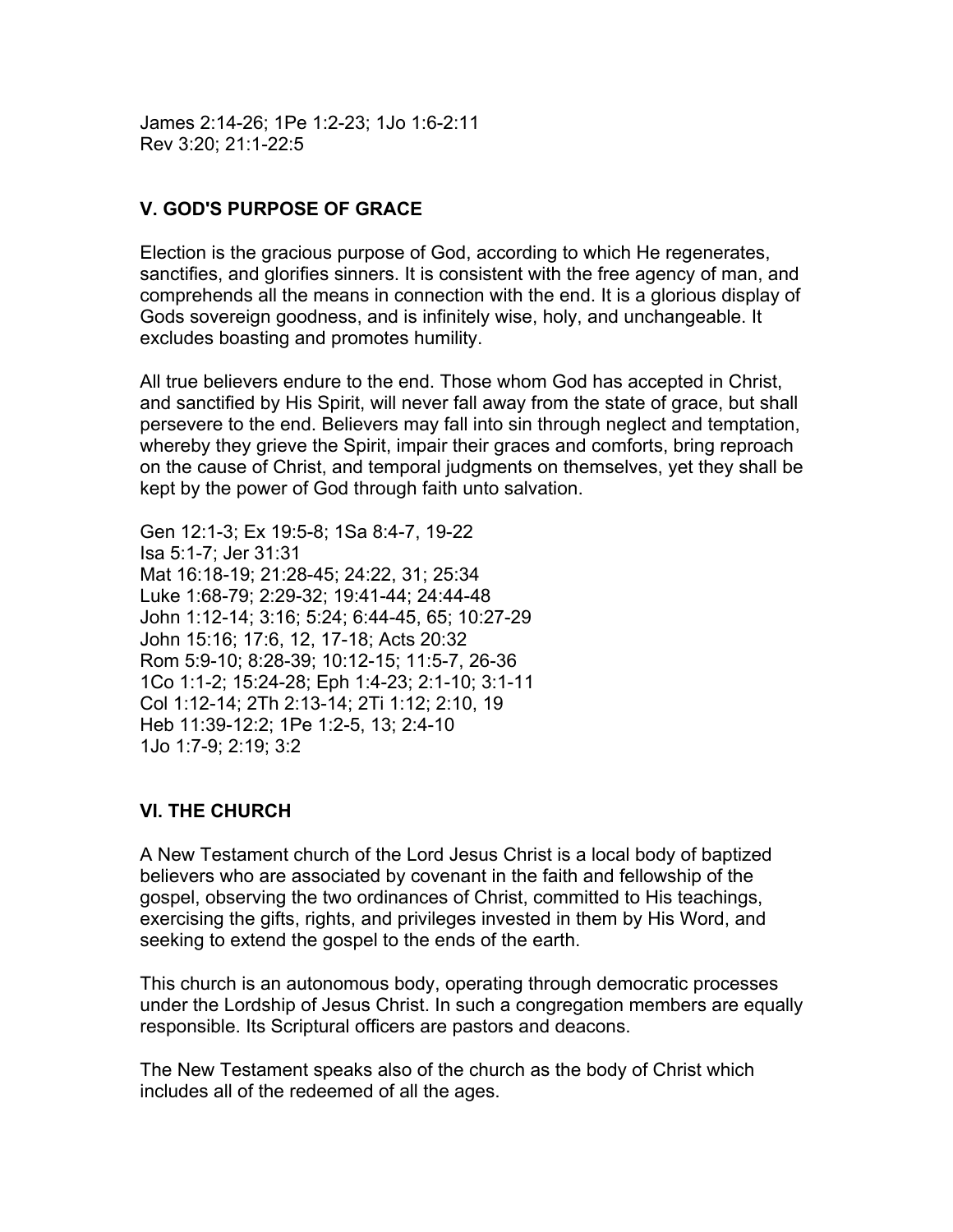James 2:14-26; 1Pe 1:2-23; 1Jo 1:6-2:11
Rev 3:20; 21:1-22:5

## V. GOD'S PURPOSE OF GRACE

Election is the gracious purpose of God, according to which He regenerates, sanctifies, and glorifies sinners. It is consistent with the free agency of man, and comprehends all the means in connection with the end. It is a glorious display of Gods sovereign goodness, and is infinitely wise, holy, and unchangeable. It excludes boasting and promotes humility.

All true believers endure to the end. Those whom God has accepted in Christ, and sanctified by His Spirit, will never fall away from the state of grace, but shall persevere to the end. Believers may fall into sin through neglect and temptation, whereby they grieve the Spirit, impair their graces and comforts, bring reproach on the cause of Christ, and temporal judgments on themselves, yet they shall be kept by the power of God through faith unto salvation.

Gen 12:1-3; Ex 19:5-8; 1Sa 8:4-7, 19-22
Isa 5:1-7; Jer 31:31
Mat 16:18-19; 21:28-45; 24:22, 31; 25:34
Luke 1:68-79; 2:29-32; 19:41-44; 24:44-48
John 1:12-14; 3:16; 5:24; 6:44-45, 65; 10:27-29
John 15:16; 17:6, 12, 17-18; Acts 20:32
Rom 5:9-10; 8:28-39; 10:12-15; 11:5-7, 26-36
1Co 1:1-2; 15:24-28; Eph 1:4-23; 2:1-10; 3:1-11
Col 1:12-14; 2Th 2:13-14; 2Ti 1:12; 2:10, 19
Heb 11:39-12:2; 1Pe 1:2-5, 13; 2:4-10
1Jo 1:7-9; 2:19; 3:2

## VI. THE CHURCH

A New Testament church of the Lord Jesus Christ is a local body of baptized believers who are associated by covenant in the faith and fellowship of the gospel, observing the two ordinances of Christ, committed to His teachings, exercising the gifts, rights, and privileges invested in them by His Word, and seeking to extend the gospel to the ends of the earth.

This church is an autonomous body, operating through democratic processes under the Lordship of Jesus Christ. In such a congregation members are equally responsible. Its Scriptural officers are pastors and deacons.

The New Testament speaks also of the church as the body of Christ which includes all of the redeemed of all the ages.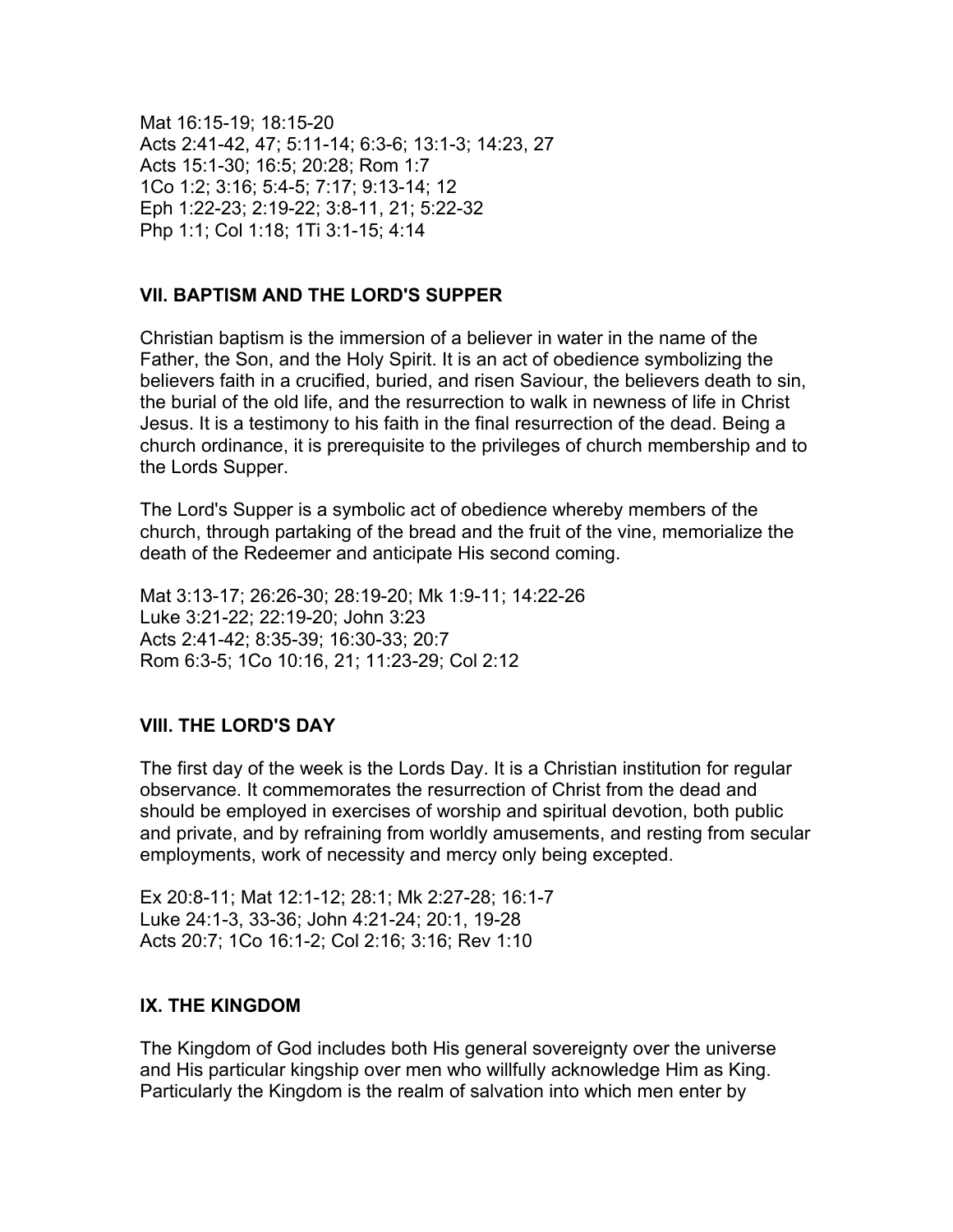Mat 16:15-19; 18:15-20
Acts 2:41-42, 47; 5:11-14; 6:3-6; 13:1-3; 14:23, 27
Acts 15:1-30; 16:5; 20:28; Rom 1:7
1Co 1:2; 3:16; 5:4-5; 7:17; 9:13-14; 12
Eph 1:22-23; 2:19-22; 3:8-11, 21; 5:22-32
Php 1:1; Col 1:18; 1Ti 3:1-15; 4:14

## VII. BAPTISM AND THE LORD'S SUPPER

Christian baptism is the immersion of a believer in water in the name of the Father, the Son, and the Holy Spirit. It is an act of obedience symbolizing the believers faith in a crucified, buried, and risen Saviour, the believers death to sin, the burial of the old life, and the resurrection to walk in newness of life in Christ Jesus. It is a testimony to his faith in the final resurrection of the dead. Being a church ordinance, it is prerequisite to the privileges of church membership and to the Lords Supper.

The Lord's Supper is a symbolic act of obedience whereby members of the church, through partaking of the bread and the fruit of the vine, memorialize the death of the Redeemer and anticipate His second coming.

Mat 3:13-17; 26:26-30; 28:19-20; Mk 1:9-11; 14:22-26
Luke 3:21-22; 22:19-20; John 3:23
Acts 2:41-42; 8:35-39; 16:30-33; 20:7
Rom 6:3-5; 1Co 10:16, 21; 11:23-29; Col 2:12

## VIII. THE LORD'S DAY

The first day of the week is the Lords Day. It is a Christian institution for regular observance. It commemorates the resurrection of Christ from the dead and should be employed in exercises of worship and spiritual devotion, both public and private, and by refraining from worldly amusements, and resting from secular employments, work of necessity and mercy only being excepted.

Ex 20:8-11; Mat 12:1-12; 28:1; Mk 2:27-28; 16:1-7
Luke 24:1-3, 33-36; John 4:21-24; 20:1, 19-28
Acts 20:7; 1Co 16:1-2; Col 2:16; 3:16; Rev 1:10

## IX. THE KINGDOM

The Kingdom of God includes both His general sovereignty over the universe and His particular kingship over men who willfully acknowledge Him as King. Particularly the Kingdom is the realm of salvation into which men enter by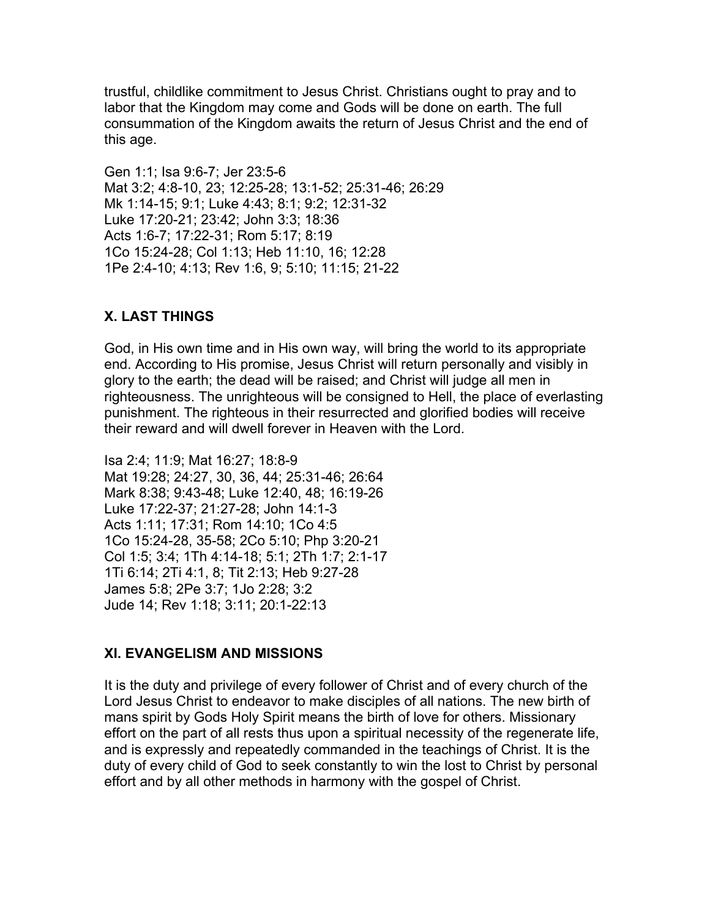trustful, childlike commitment to Jesus Christ. Christians ought to pray and to labor that the Kingdom may come and Gods will be done on earth. The full consummation of the Kingdom awaits the return of Jesus Christ and the end of this age.

Gen 1:1; Isa 9:6-7; Jer 23:5-6
Mat 3:2; 4:8-10, 23; 12:25-28; 13:1-52; 25:31-46; 26:29
Mk 1:14-15; 9:1; Luke 4:43; 8:1; 9:2; 12:31-32
Luke 17:20-21; 23:42; John 3:3; 18:36
Acts 1:6-7; 17:22-31; Rom 5:17; 8:19
1Co 15:24-28; Col 1:13; Heb 11:10, 16; 12:28
1Pe 2:4-10; 4:13; Rev 1:6, 9; 5:10; 11:15; 21-22

## X. LAST THINGS

God, in His own time and in His own way, will bring the world to its appropriate end. According to His promise, Jesus Christ will return personally and visibly in glory to the earth; the dead will be raised; and Christ will judge all men in righteousness. The unrighteous will be consigned to Hell, the place of everlasting punishment. The righteous in their resurrected and glorified bodies will receive their reward and will dwell forever in Heaven with the Lord.

Isa 2:4; 11:9; Mat 16:27; 18:8-9
Mat 19:28; 24:27, 30, 36, 44; 25:31-46; 26:64
Mark 8:38; 9:43-48; Luke 12:40, 48; 16:19-26
Luke 17:22-37; 21:27-28; John 14:1-3
Acts 1:11; 17:31; Rom 14:10; 1Co 4:5
1Co 15:24-28, 35-58; 2Co 5:10; Php 3:20-21
Col 1:5; 3:4; 1Th 4:14-18; 5:1; 2Th 1:7; 2:1-17
1Ti 6:14; 2Ti 4:1, 8; Tit 2:13; Heb 9:27-28
James 5:8; 2Pe 3:7; 1Jo 2:28; 3:2
Jude 14; Rev 1:18; 3:11; 20:1-22:13

## XI. EVANGELISM AND MISSIONS

It is the duty and privilege of every follower of Christ and of every church of the Lord Jesus Christ to endeavor to make disciples of all nations. The new birth of mans spirit by Gods Holy Spirit means the birth of love for others. Missionary effort on the part of all rests thus upon a spiritual necessity of the regenerate life, and is expressly and repeatedly commanded in the teachings of Christ. It is the duty of every child of God to seek constantly to win the lost to Christ by personal effort and by all other methods in harmony with the gospel of Christ.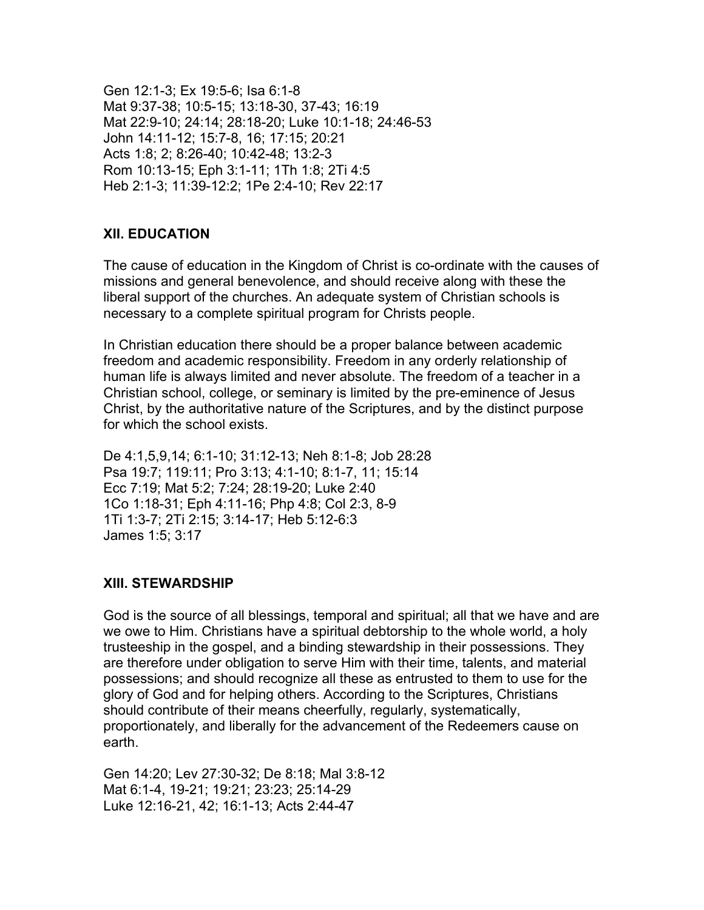Gen 12:1-3; Ex 19:5-6; Isa 6:1-8
Mat 9:37-38; 10:5-15; 13:18-30, 37-43; 16:19
Mat 22:9-10; 24:14; 28:18-20; Luke 10:1-18; 24:46-53
John 14:11-12; 15:7-8, 16; 17:15; 20:21
Acts 1:8; 2; 8:26-40; 10:42-48; 13:2-3
Rom 10:13-15; Eph 3:1-11; 1Th 1:8; 2Ti 4:5
Heb 2:1-3; 11:39-12:2; 1Pe 2:4-10; Rev 22:17

### XII. EDUCATION

The cause of education in the Kingdom of Christ is co-ordinate with the causes of missions and general benevolence, and should receive along with these the liberal support of the churches. An adequate system of Christian schools is necessary to a complete spiritual program for Christs people.

In Christian education there should be a proper balance between academic freedom and academic responsibility. Freedom in any orderly relationship of human life is always limited and never absolute. The freedom of a teacher in a Christian school, college, or seminary is limited by the pre-eminence of Jesus Christ, by the authoritative nature of the Scriptures, and by the distinct purpose for which the school exists.

De 4:1,5,9,14; 6:1-10; 31:12-13; Neh 8:1-8; Job 28:28
Psa 19:7; 119:11; Pro 3:13; 4:1-10; 8:1-7, 11; 15:14
Ecc 7:19; Mat 5:2; 7:24; 28:19-20; Luke 2:40
1Co 1:18-31; Eph 4:11-16; Php 4:8; Col 2:3, 8-9
1Ti 1:3-7; 2Ti 2:15; 3:14-17; Heb 5:12-6:3
James 1:5; 3:17

### XIII. STEWARDSHIP

God is the source of all blessings, temporal and spiritual; all that we have and are we owe to Him. Christians have a spiritual debtorship to the whole world, a holy trusteeship in the gospel, and a binding stewardship in their possessions. They are therefore under obligation to serve Him with their time, talents, and material possessions; and should recognize all these as entrusted to them to use for the glory of God and for helping others. According to the Scriptures, Christians should contribute of their means cheerfully, regularly, systematically, proportionately, and liberally for the advancement of the Redeemers cause on earth.

Gen 14:20; Lev 27:30-32; De 8:18; Mal 3:8-12
Mat 6:1-4, 19-21; 19:21; 23:23; 25:14-29
Luke 12:16-21, 42; 16:1-13; Acts 2:44-47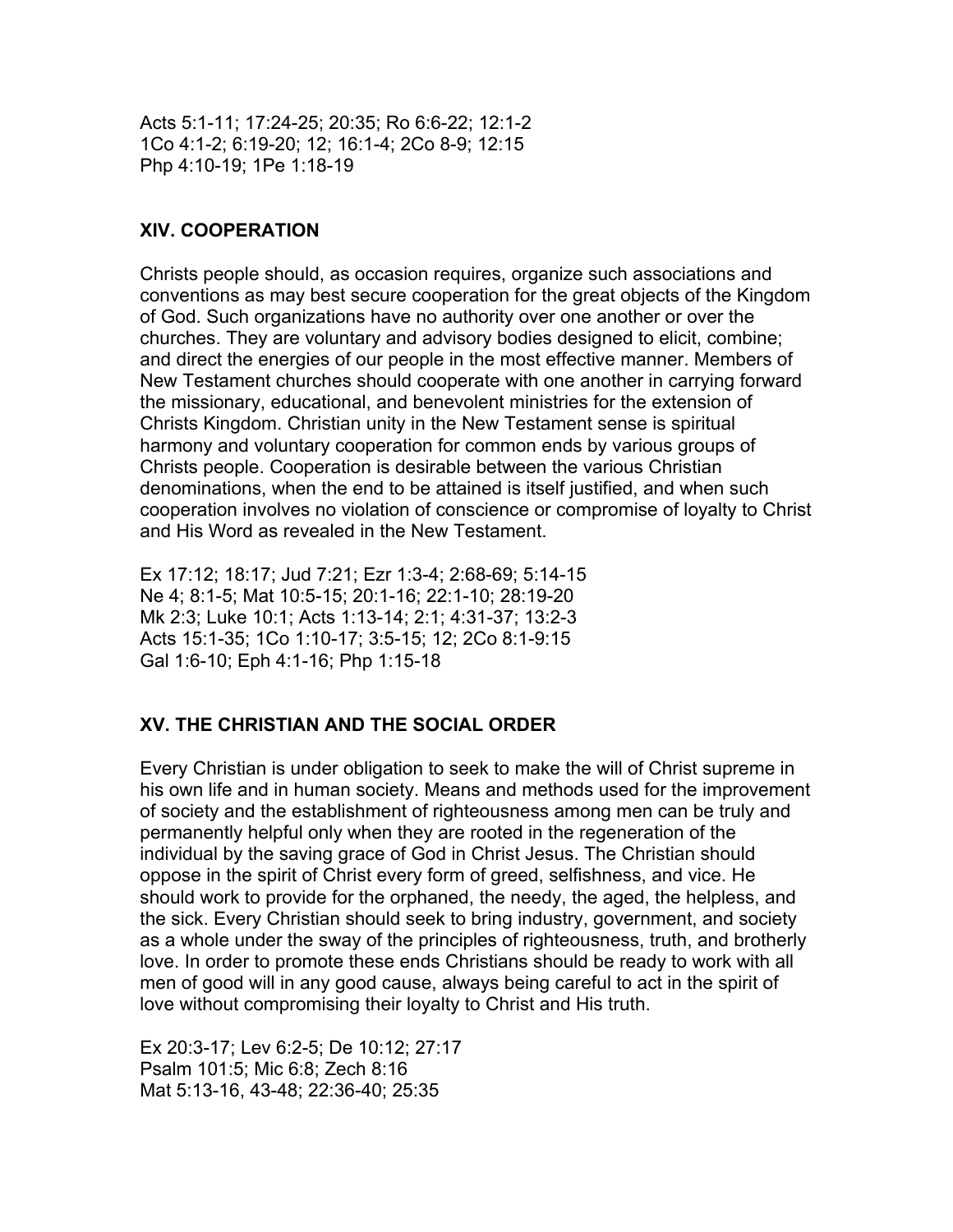Acts 5:1-11; 17:24-25; 20:35; Ro 6:6-22; 12:1-2
1Co 4:1-2; 6:19-20; 12; 16:1-4; 2Co 8-9; 12:15
Php 4:10-19; 1Pe 1:18-19

## XIV. COOPERATION

Christs people should, as occasion requires, organize such associations and conventions as may best secure cooperation for the great objects of the Kingdom of God. Such organizations have no authority over one another or over the churches. They are voluntary and advisory bodies designed to elicit, combine; and direct the energies of our people in the most effective manner. Members of New Testament churches should cooperate with one another in carrying forward the missionary, educational, and benevolent ministries for the extension of Christs Kingdom. Christian unity in the New Testament sense is spiritual harmony and voluntary cooperation for common ends by various groups of Christs people. Cooperation is desirable between the various Christian denominations, when the end to be attained is itself justified, and when such cooperation involves no violation of conscience or compromise of loyalty to Christ and His Word as revealed in the New Testament.

Ex 17:12; 18:17; Jud 7:21; Ezr 1:3-4; 2:68-69; 5:14-15
Ne 4; 8:1-5; Mat 10:5-15; 20:1-16; 22:1-10; 28:19-20
Mk 2:3; Luke 10:1; Acts 1:13-14; 2:1; 4:31-37; 13:2-3
Acts 15:1-35; 1Co 1:10-17; 3:5-15; 12; 2Co 8:1-9:15
Gal 1:6-10; Eph 4:1-16; Php 1:15-18

## XV. THE CHRISTIAN AND THE SOCIAL ORDER

Every Christian is under obligation to seek to make the will of Christ supreme in his own life and in human society. Means and methods used for the improvement of society and the establishment of righteousness among men can be truly and permanently helpful only when they are rooted in the regeneration of the individual by the saving grace of God in Christ Jesus. The Christian should oppose in the spirit of Christ every form of greed, selfishness, and vice. He should work to provide for the orphaned, the needy, the aged, the helpless, and the sick. Every Christian should seek to bring industry, government, and society as a whole under the sway of the principles of righteousness, truth, and brotherly love. In order to promote these ends Christians should be ready to work with all men of good will in any good cause, always being careful to act in the spirit of love without compromising their loyalty to Christ and His truth.

Ex 20:3-17; Lev 6:2-5; De 10:12; 27:17
Psalm 101:5; Mic 6:8; Zech 8:16
Mat 5:13-16, 43-48; 22:36-40; 25:35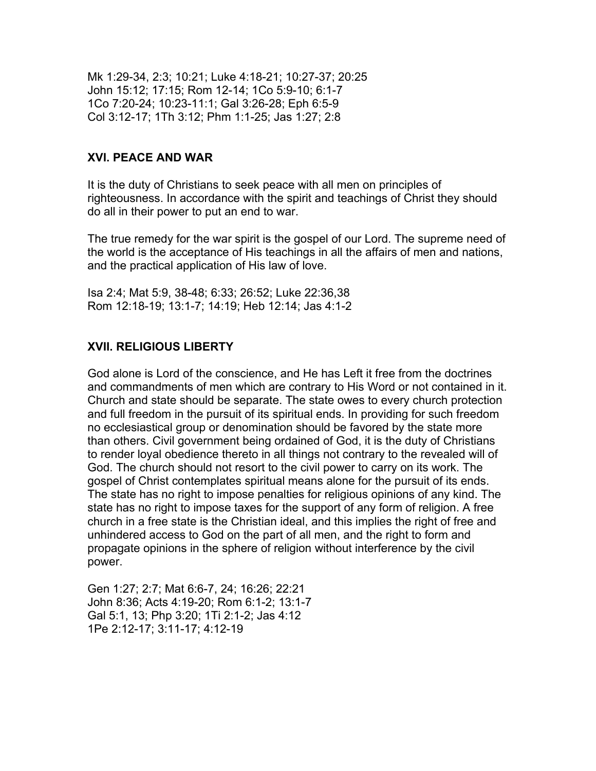Mk 1:29-34, 2:3; 10:21; Luke 4:18-21; 10:27-37; 20:25
John 15:12; 17:15; Rom 12-14; 1Co 5:9-10; 6:1-7
1Co 7:20-24; 10:23-11:1; Gal 3:26-28; Eph 6:5-9
Col 3:12-17; 1Th 3:12; Phm 1:1-25; Jas 1:27; 2:8

## XVI. PEACE AND WAR

It is the duty of Christians to seek peace with all men on principles of righteousness. In accordance with the spirit and teachings of Christ they should do all in their power to put an end to war.

The true remedy for the war spirit is the gospel of our Lord. The supreme need of the world is the acceptance of His teachings in all the affairs of men and nations, and the practical application of His law of love.

Isa 2:4; Mat 5:9, 38-48; 6:33; 26:52; Luke 22:36,38
Rom 12:18-19; 13:1-7; 14:19; Heb 12:14; Jas 4:1-2

## XVII. RELIGIOUS LIBERTY

God alone is Lord of the conscience, and He has Left it free from the doctrines and commandments of men which are contrary to His Word or not contained in it. Church and state should be separate. The state owes to every church protection and full freedom in the pursuit of its spiritual ends. In providing for such freedom no ecclesiastical group or denomination should be favored by the state more than others. Civil government being ordained of God, it is the duty of Christians to render loyal obedience thereto in all things not contrary to the revealed will of God. The church should not resort to the civil power to carry on its work. The gospel of Christ contemplates spiritual means alone for the pursuit of its ends. The state has no right to impose penalties for religious opinions of any kind. The state has no right to impose taxes for the support of any form of religion. A free church in a free state is the Christian ideal, and this implies the right of free and unhindered access to God on the part of all men, and the right to form and propagate opinions in the sphere of religion without interference by the civil power.

Gen 1:27; 2:7; Mat 6:6-7, 24; 16:26; 22:21
John 8:36; Acts 4:19-20; Rom 6:1-2; 13:1-7
Gal 5:1, 13; Php 3:20; 1Ti 2:1-2; Jas 4:12
1Pe 2:12-17; 3:11-17; 4:12-19